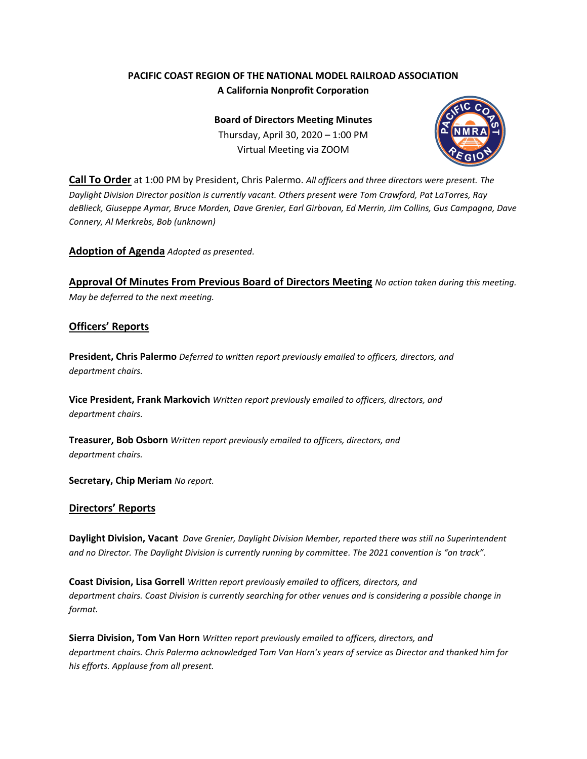**PACIFIC COAST REGION OF THE NATIONAL MODEL RAILROAD ASSOCIATION**
**A California Nonprofit Corporation**

**Board of Directors Meeting Minutes**
Thursday, April 30, 2020 – 1:00 PM
Virtual Meeting via ZOOM

**Call To Order** at 1:00 PM by President, Chris Palermo. *All officers and three directors were present. The Daylight Division Director position is currently vacant. Others present were Tom Crawford, Pat LaTorres, Ray deBlieck, Giuseppe Aymar, Bruce Morden, Dave Grenier, Earl Girbovan, Ed Merrin, Jim Collins, Gus Campagna, Dave Connery, Al Merkrebs, Bob (unknown)*

**Adoption of Agenda** *Adopted as presented.*

**Approval Of Minutes From Previous Board of Directors Meeting** *No action taken during this meeting. May be deferred to the next meeting.*

## Officers' Reports

**President, Chris Palermo** *Deferred to written report previously emailed to officers, directors, and department chairs.*

**Vice President, Frank Markovich** *Written report previously emailed to officers, directors, and department chairs.*

**Treasurer, Bob Osborn** *Written report previously emailed to officers, directors, and department chairs.*

**Secretary, Chip Meriam** *No report.*

## Directors' Reports

**Daylight Division, Vacant** *Dave Grenier, Daylight Division Member, reported there was still no Superintendent and no Director. The Daylight Division is currently running by committee. The 2021 convention is "on track".*

**Coast Division, Lisa Gorrell** *Written report previously emailed to officers, directors, and department chairs. Coast Division is currently searching for other venues and is considering a possible change in format.*

**Sierra Division, Tom Van Horn** *Written report previously emailed to officers, directors, and department chairs. Chris Palermo acknowledged Tom Van Horn's years of service as Director and thanked him for his efforts. Applause from all present.*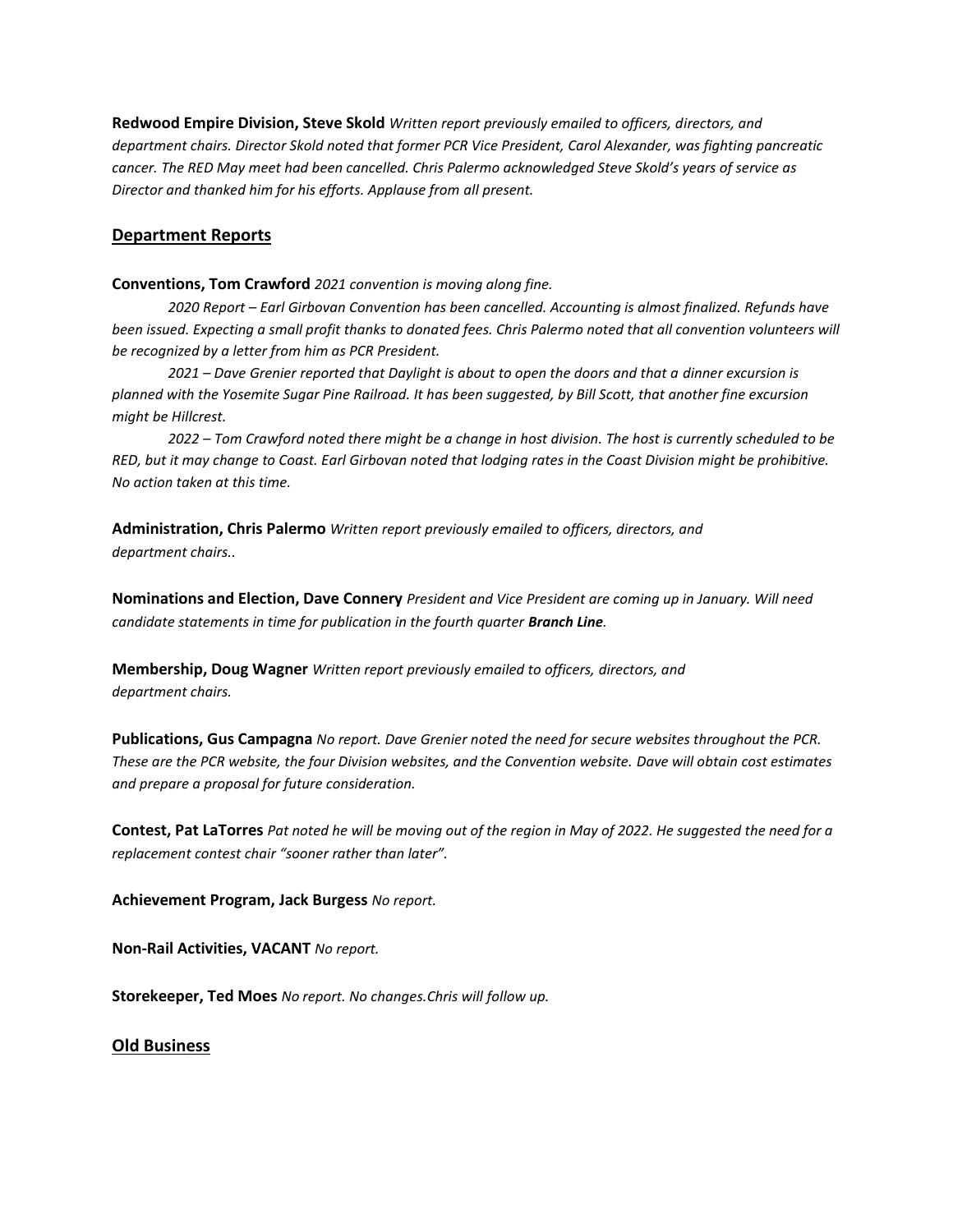**Redwood Empire Division, Steve Skold** *Written report previously emailed to officers, directors, and department chairs. Director Skold noted that former PCR Vice President, Carol Alexander, was fighting pancreatic cancer. The RED May meet had been cancelled. Chris Palermo acknowledged Steve Skold's years of service as Director and thanked him for his efforts. Applause from all present.*

## Department Reports

**Conventions, Tom Crawford** *2021 convention is moving along fine.*

*2020 Report – Earl Girbovan Convention has been cancelled. Accounting is almost finalized. Refunds have been issued. Expecting a small profit thanks to donated fees. Chris Palermo noted that all convention volunteers will be recognized by a letter from him as PCR President.*

*2021 – Dave Grenier reported that Daylight is about to open the doors and that a dinner excursion is planned with the Yosemite Sugar Pine Railroad. It has been suggested, by Bill Scott, that another fine excursion might be Hillcrest.*

*2022 – Tom Crawford noted there might be a change in host division. The host is currently scheduled to be RED, but it may change to Coast. Earl Girbovan noted that lodging rates in the Coast Division might be prohibitive. No action taken at this time.*

**Administration, Chris Palermo** *Written report previously emailed to officers, directors, and department chairs..*

**Nominations and Election, Dave Connery** *President and Vice President are coming up in January. Will need candidate statements in time for publication in the fourth quarter* ***Branch Line****.*

**Membership, Doug Wagner** *Written report previously emailed to officers, directors, and department chairs.*

**Publications, Gus Campagna** *No report. Dave Grenier noted the need for secure websites throughout the PCR. These are the PCR website, the four Division websites, and the Convention website. Dave will obtain cost estimates and prepare a proposal for future consideration.*

**Contest, Pat LaTorres** *Pat noted he will be moving out of the region in May of 2022. He suggested the need for a replacement contest chair "sooner rather than later".*

**Achievement Program, Jack Burgess** *No report.*

**Non-Rail Activities, VACANT** *No report.*

**Storekeeper, Ted Moes** *No report. No changes.Chris will follow up.*

## Old Business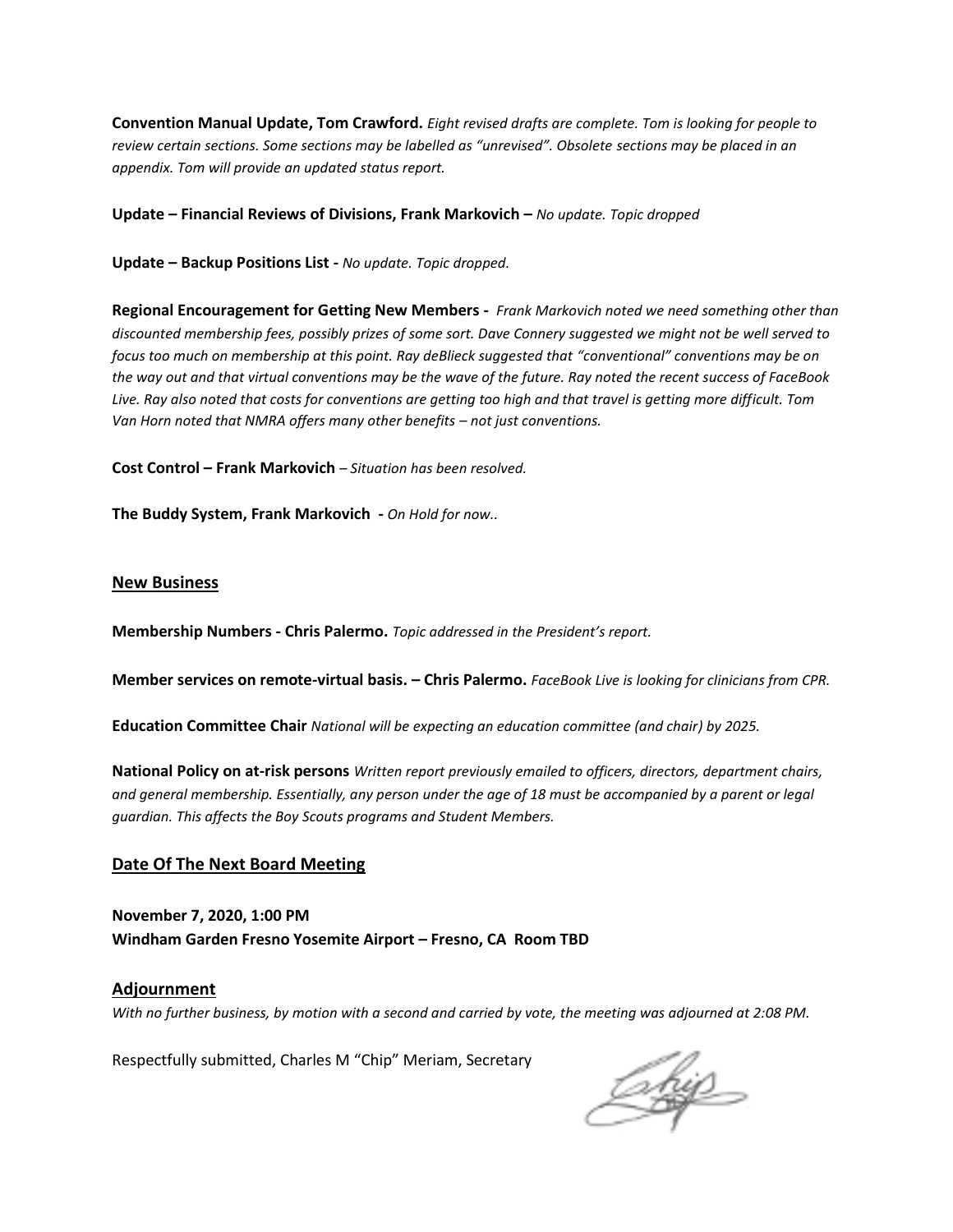**Convention Manual Update, Tom Crawford.** *Eight revised drafts are complete. Tom is looking for people to review certain sections. Some sections may be labelled as "unrevised". Obsolete sections may be placed in an appendix. Tom will provide an updated status report.*

**Update – Financial Reviews of Divisions, Frank Markovich –** *No update. Topic dropped*

**Update – Backup Positions List -** *No update. Topic dropped.*

**Regional Encouragement for Getting New Members -** *Frank Markovich noted we need something other than discounted membership fees, possibly prizes of some sort. Dave Connery suggested we might not be well served to focus too much on membership at this point. Ray deBlieck suggested that "conventional" conventions may be on the way out and that virtual conventions may be the wave of the future. Ray noted the recent success of FaceBook Live. Ray also noted that costs for conventions are getting too high and that travel is getting more difficult. Tom Van Horn noted that NMRA offers many other benefits – not just conventions.*

**Cost Control – Frank Markovich** *– Situation has been resolved.*

**The Buddy System, Frank Markovich -** *On Hold for now..*

## New Business

**Membership Numbers - Chris Palermo.** *Topic addressed in the President's report.*

**Member services on remote-virtual basis. – Chris Palermo.** *FaceBook Live is looking for clinicians from CPR.*

**Education Committee Chair** *National will be expecting an education committee (and chair) by 2025.*

**National Policy on at-risk persons** *Written report previously emailed to officers, directors, department chairs, and general membership. Essentially, any person under the age of 18 must be accompanied by a parent or legal guardian. This affects the Boy Scouts programs and Student Members.*

## Date Of The Next Board Meeting

**November 7, 2020, 1:00 PM**
**Windham Garden Fresno Yosemite Airport – Fresno, CA Room TBD**

## Adjournment

*With no further business, by motion with a second and carried by vote, the meeting was adjourned at 2:08 PM.*

Respectfully submitted, Charles M "Chip" Meriam, Secretary